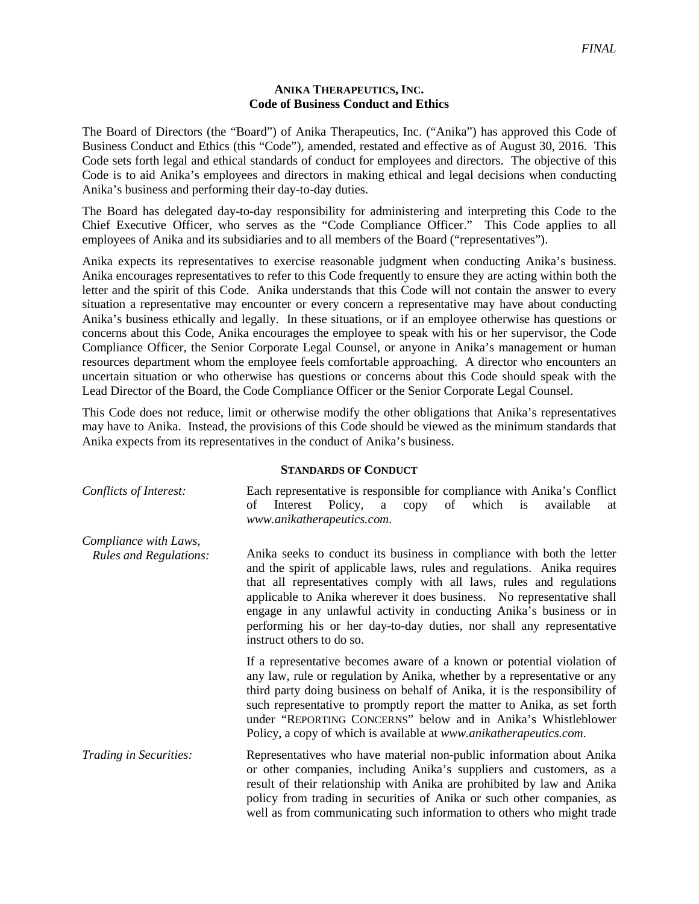*FINAL*

**ANIKA THERAPEUTICS, INC.**
**Code of Business Conduct and Ethics**

The Board of Directors (the "Board") of Anika Therapeutics, Inc. ("Anika") has approved this Code of Business Conduct and Ethics (this "Code"), amended, restated and effective as of August 30, 2016. This Code sets forth legal and ethical standards of conduct for employees and directors. The objective of this Code is to aid Anika's employees and directors in making ethical and legal decisions when conducting Anika's business and performing their day-to-day duties.

The Board has delegated day-to-day responsibility for administering and interpreting this Code to the Chief Executive Officer, who serves as the "Code Compliance Officer." This Code applies to all employees of Anika and its subsidiaries and to all members of the Board ("representatives").

Anika expects its representatives to exercise reasonable judgment when conducting Anika's business. Anika encourages representatives to refer to this Code frequently to ensure they are acting within both the letter and the spirit of this Code. Anika understands that this Code will not contain the answer to every situation a representative may encounter or every concern a representative may have about conducting Anika's business ethically and legally. In these situations, or if an employee otherwise has questions or concerns about this Code, Anika encourages the employee to speak with his or her supervisor, the Code Compliance Officer, the Senior Corporate Legal Counsel, or anyone in Anika's management or human resources department whom the employee feels comfortable approaching. A director who encounters an uncertain situation or who otherwise has questions or concerns about this Code should speak with the Lead Director of the Board, the Code Compliance Officer or the Senior Corporate Legal Counsel.

This Code does not reduce, limit or otherwise modify the other obligations that Anika's representatives may have to Anika. Instead, the provisions of this Code should be viewed as the minimum standards that Anika expects from its representatives in the conduct of Anika's business.

## STANDARDS OF CONDUCT

*Conflicts of Interest:* Each representative is responsible for compliance with Anika's Conflict of Interest Policy, a copy of which is available at *www.anikatherapeutics.com*.

*Compliance with Laws, Rules and Regulations:* Anika seeks to conduct its business in compliance with both the letter and the spirit of applicable laws, rules and regulations. Anika requires that all representatives comply with all laws, rules and regulations applicable to Anika wherever it does business. No representative shall engage in any unlawful activity in conducting Anika's business or in performing his or her day-to-day duties, nor shall any representative instruct others to do so.

If a representative becomes aware of a known or potential violation of any law, rule or regulation by Anika, whether by a representative or any third party doing business on behalf of Anika, it is the responsibility of such representative to promptly report the matter to Anika, as set forth under "REPORTING CONCERNS" below and in Anika's Whistleblower Policy, a copy of which is available at *www.anikatherapeutics.com*.

*Trading in Securities:* Representatives who have material non-public information about Anika or other companies, including Anika's suppliers and customers, as a result of their relationship with Anika are prohibited by law and Anika policy from trading in securities of Anika or such other companies, as well as from communicating such information to others who might trade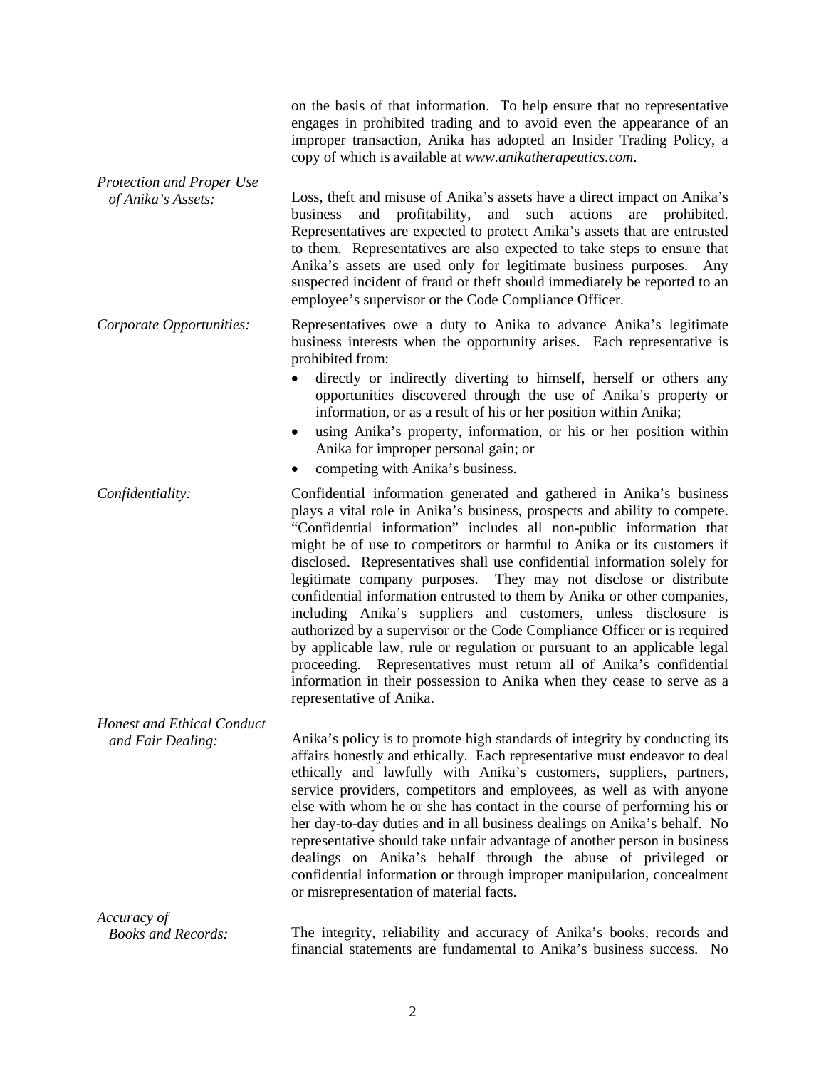on the basis of that information. To help ensure that no representative engages in prohibited trading and to avoid even the appearance of an improper transaction, Anika has adopted an Insider Trading Policy, a copy of which is available at *www.anikatherapeutics.com*.

*Protection and Proper Use of Anika's Assets:*

Loss, theft and misuse of Anika's assets have a direct impact on Anika's business and profitability, and such actions are prohibited. Representatives are expected to protect Anika's assets that are entrusted to them. Representatives are also expected to take steps to ensure that Anika's assets are used only for legitimate business purposes. Any suspected incident of fraud or theft should immediately be reported to an employee's supervisor or the Code Compliance Officer.

*Corporate Opportunities:*

Representatives owe a duty to Anika to advance Anika's legitimate business interests when the opportunity arises. Each representative is prohibited from:

- directly or indirectly diverting to himself, herself or others any opportunities discovered through the use of Anika's property or information, or as a result of his or her position within Anika;
- using Anika's property, information, or his or her position within Anika for improper personal gain; or
- competing with Anika's business.

*Confidentiality:*

Confidential information generated and gathered in Anika's business plays a vital role in Anika's business, prospects and ability to compete. "Confidential information" includes all non-public information that might be of use to competitors or harmful to Anika or its customers if disclosed. Representatives shall use confidential information solely for legitimate company purposes. They may not disclose or distribute confidential information entrusted to them by Anika or other companies, including Anika's suppliers and customers, unless disclosure is authorized by a supervisor or the Code Compliance Officer or is required by applicable law, rule or regulation or pursuant to an applicable legal proceeding. Representatives must return all of Anika's confidential information in their possession to Anika when they cease to serve as a representative of Anika.

*Honest and Ethical Conduct and Fair Dealing:*

Anika's policy is to promote high standards of integrity by conducting its affairs honestly and ethically. Each representative must endeavor to deal ethically and lawfully with Anika's customers, suppliers, partners, service providers, competitors and employees, as well as with anyone else with whom he or she has contact in the course of performing his or her day-to-day duties and in all business dealings on Anika's behalf. No representative should take unfair advantage of another person in business dealings on Anika's behalf through the abuse of privileged or confidential information or through improper manipulation, concealment or misrepresentation of material facts.

*Accuracy of Books and Records:*

The integrity, reliability and accuracy of Anika's books, records and financial statements are fundamental to Anika's business success. No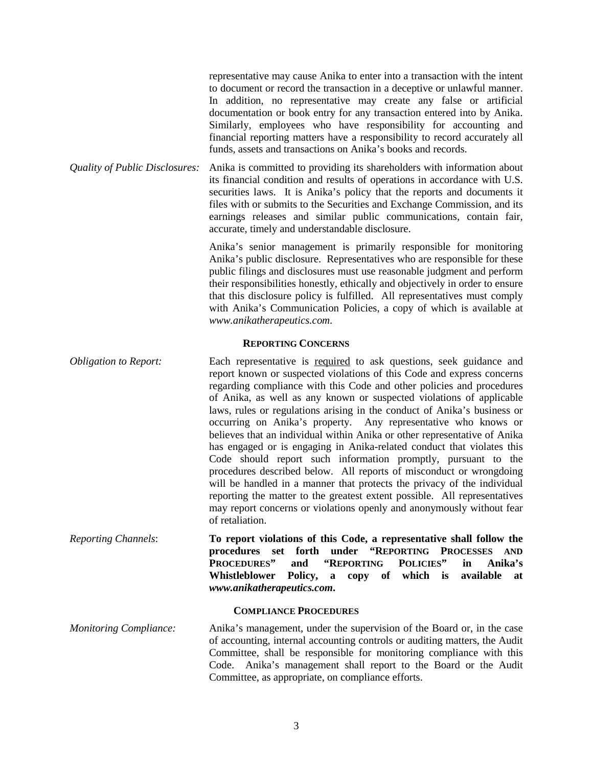representative may cause Anika to enter into a transaction with the intent to document or record the transaction in a deceptive or unlawful manner. In addition, no representative may create any false or artificial documentation or book entry for any transaction entered into by Anika. Similarly, employees who have responsibility for accounting and financial reporting matters have a responsibility to record accurately all funds, assets and transactions on Anika's books and records.

*Quality of Public Disclosures:* Anika is committed to providing its shareholders with information about its financial condition and results of operations in accordance with U.S. securities laws. It is Anika's policy that the reports and documents it files with or submits to the Securities and Exchange Commission, and its earnings releases and similar public communications, contain fair, accurate, timely and understandable disclosure.

Anika's senior management is primarily responsible for monitoring Anika's public disclosure. Representatives who are responsible for these public filings and disclosures must use reasonable judgment and perform their responsibilities honestly, ethically and objectively in order to ensure that this disclosure policy is fulfilled. All representatives must comply with Anika's Communication Policies, a copy of which is available at *www.anikatherapeutics.com*.

## REPORTING CONCERNS

*Obligation to Report:* Each representative is required to ask questions, seek guidance and report known or suspected violations of this Code and express concerns regarding compliance with this Code and other policies and procedures of Anika, as well as any known or suspected violations of applicable laws, rules or regulations arising in the conduct of Anika's business or occurring on Anika's property. Any representative who knows or believes that an individual within Anika or other representative of Anika has engaged or is engaging in Anika-related conduct that violates this Code should report such information promptly, pursuant to the procedures described below. All reports of misconduct or wrongdoing will be handled in a manner that protects the privacy of the individual reporting the matter to the greatest extent possible. All representatives may report concerns or violations openly and anonymously without fear of retaliation.

*Reporting Channels*: **To report violations of this Code, a representative shall follow the procedures set forth under "REPORTING PROCESSES AND PROCEDURES" and "REPORTING POLICIES" in Anika's Whistleblower Policy, a copy of which is available at *www.anikatherapeutics.com*.**

## COMPLIANCE PROCEDURES

*Monitoring Compliance:* Anika's management, under the supervision of the Board or, in the case of accounting, internal accounting controls or auditing matters, the Audit Committee, shall be responsible for monitoring compliance with this Code. Anika's management shall report to the Board or the Audit Committee, as appropriate, on compliance efforts.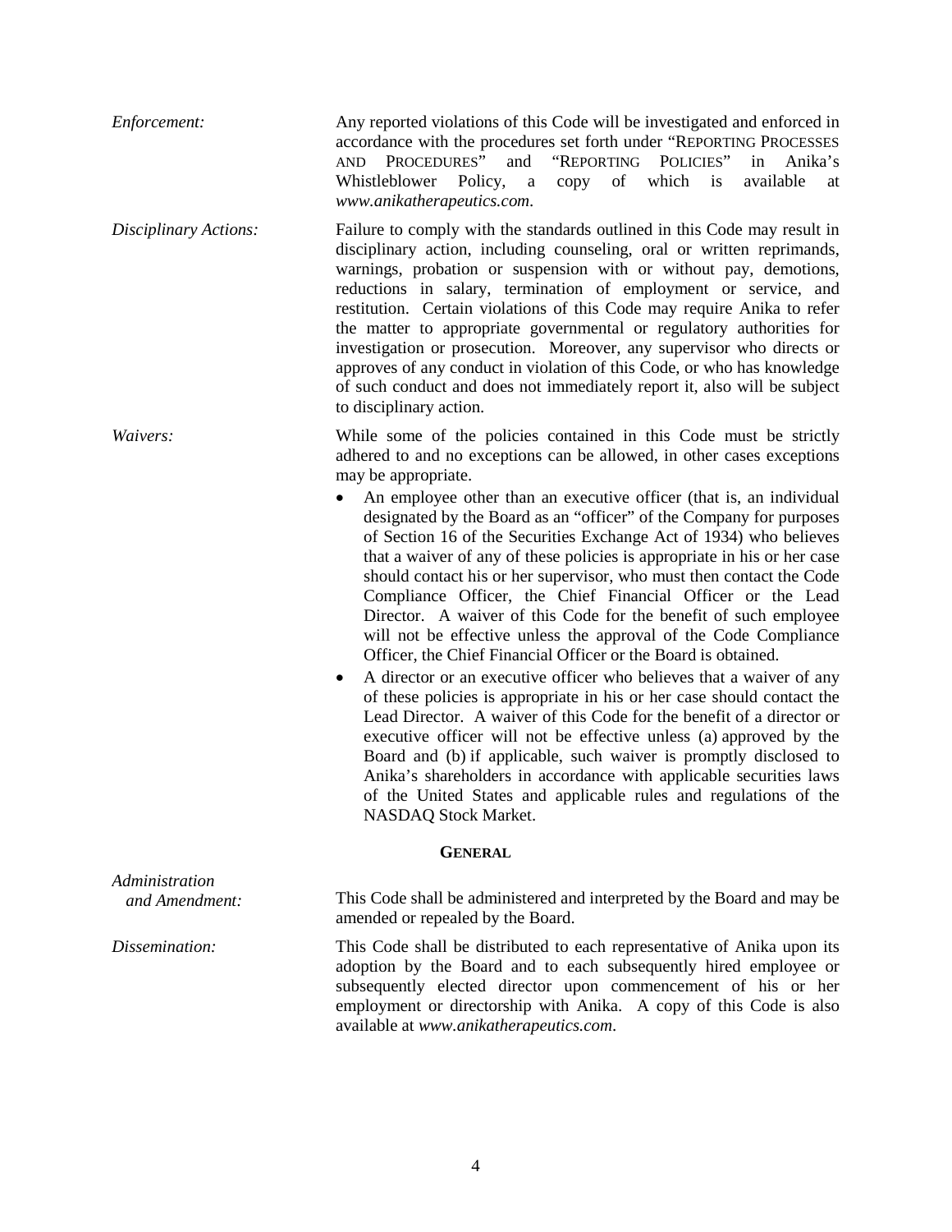*Enforcement:* Any reported violations of this Code will be investigated and enforced in accordance with the procedures set forth under "REPORTING PROCESSES AND PROCEDURES" and "REPORTING POLICIES" in Anika's Whistleblower Policy, a copy of which is available at *www.anikatherapeutics.com*.

*Disciplinary Actions:* Failure to comply with the standards outlined in this Code may result in disciplinary action, including counseling, oral or written reprimands, warnings, probation or suspension with or without pay, demotions, reductions in salary, termination of employment or service, and restitution. Certain violations of this Code may require Anika to refer the matter to appropriate governmental or regulatory authorities for investigation or prosecution. Moreover, any supervisor who directs or approves of any conduct in violation of this Code, or who has knowledge of such conduct and does not immediately report it, also will be subject to disciplinary action.

*Waivers:* While some of the policies contained in this Code must be strictly adhered to and no exceptions can be allowed, in other cases exceptions may be appropriate.

- An employee other than an executive officer (that is, an individual designated by the Board as an "officer" of the Company for purposes of Section 16 of the Securities Exchange Act of 1934) who believes that a waiver of any of these policies is appropriate in his or her case should contact his or her supervisor, who must then contact the Code Compliance Officer, the Chief Financial Officer or the Lead Director. A waiver of this Code for the benefit of such employee will not be effective unless the approval of the Code Compliance Officer, the Chief Financial Officer or the Board is obtained.
- A director or an executive officer who believes that a waiver of any of these policies is appropriate in his or her case should contact the Lead Director. A waiver of this Code for the benefit of a director or executive officer will not be effective unless (a) approved by the Board and (b) if applicable, such waiver is promptly disclosed to Anika's shareholders in accordance with applicable securities laws of the United States and applicable rules and regulations of the NASDAQ Stock Market.

## GENERAL

*Administration and Amendment:* This Code shall be administered and interpreted by the Board and may be amended or repealed by the Board.

*Dissemination:* This Code shall be distributed to each representative of Anika upon its adoption by the Board and to each subsequently hired employee or subsequently elected director upon commencement of his or her employment or directorship with Anika. A copy of this Code is also available at *www.anikatherapeutics.com*.